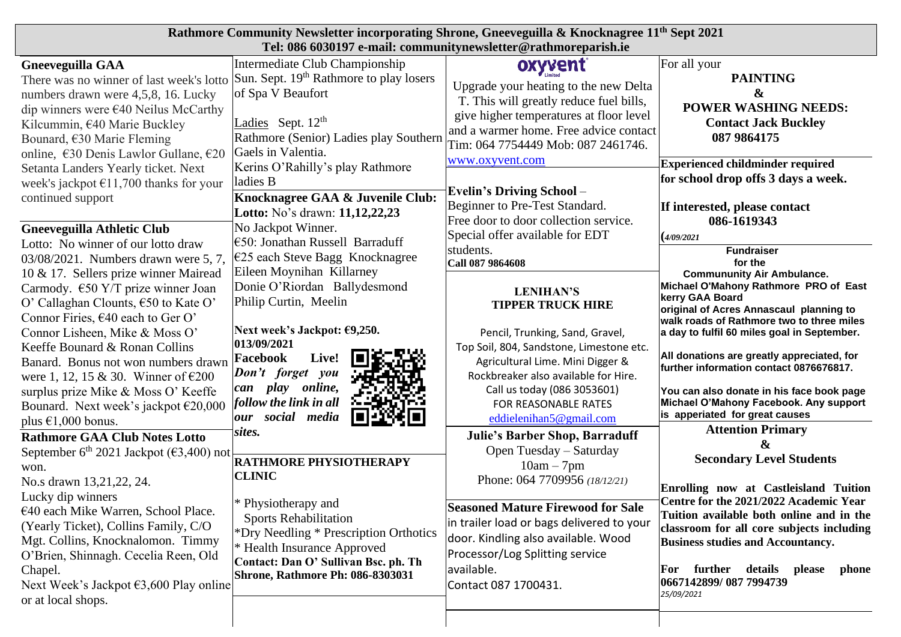# Rathmore Community Newsletter incorporating Shrone, Gneeveguilla & Knocknagree 11th Sept 2021

**Tel: 086 6030197 e-mail: communitynewsletter@rathmoreparish.ie**

## Gneeveguilla GAA

There was no winner of last week's lotto numbers drawn were 4,5,8, 16. Lucky dip winners were €40 Neilus McCarthy Kilcummin, €40 Marie Buckley Bounard, €30 Marie Fleming online, €30 Denis Lawlor Gullane, €20 Setanta Landers Yearly ticket. Next week's jackpot €11,700 thanks for your continued support

## Gneeveguilla Athletic Club

Lotto: No winner of our lotto draw 03/08/2021. Numbers drawn were 5, 7, 10 & 17. Sellers prize winner Mairead Carmody. €50 Y/T prize winner Joan O' Callaghan Clounts, €50 to Kate O' Connor Firies, €40 each to Ger O' Connor Lisheen, Mike & Moss O' Keeffe Bounard & Ronan Collins Banard. Bonus not won numbers drawn were 1, 12, 15 & 30. Winner of €200 surplus prize Mike & Moss O' Keeffe Bounard. Next week's jackpot €20,000 plus €1,000 bonus.

## Rathmore GAA Club Notes Lotto

September 6th 2021 Jackpot (€3,400) not won.

No.s drawn 13,21,22, 24.

Lucky dip winners

€40 each Mike Warren, School Place. (Yearly Ticket), Collins Family, C/O Mgt. Collins, Knocknalomon. Timmy O'Brien, Shinnagh. Cecelia Reen, Old Chapel.

Next Week's Jackpot €3,600 Play online or at local shops.

Intermediate Club Championship

Sun. Sept. 19th Rathmore to play losers of Spa V Beaufort

Ladies Sept. 12th

Rathmore (Senior) Ladies play Southern Gaels in Valentia.

Kerins O'Rahilly's play Rathmore ladies B

## Knocknagree GAA & Juvenile Club:

**Lotto:** No's drawn: **11,12,22,23**

No Jackpot Winner.

€50: Jonathan Russell Barraduff

€25 each Steve Bagg Knocknagree

Eileen Moynihan Killarney

Donie O'Riordan Ballydesmond

Philip Curtin, Meelin

**Next week's Jackpot: €9,250.**

**013/09/2021**

**Facebook Live!** ***Don't forget you can play online, follow the link in all our social media sites.***

## RATHMORE PHYSIOTHERAPY CLINIC

* Physiotherapy and Sports Rehabilitation
* Dry Needling * Prescription Orthotics
* Health Insurance Approved

**Contact: Dan O' Sullivan Bsc. ph. Th Shrone, Rathmore Ph: 086-8303031**

## oxyvent Limited

Upgrade your heating to the new Delta T. This will greatly reduce fuel bills, give higher temperatures at floor level and a warmer home. Free advice contact Tim: 064 7754449 Mob: 087 2461746. www.oxyvent.com

**Evelin's Driving School** –

Beginner to Pre-Test Standard.

Free door to door collection service.

Special offer available for EDT students.

**Call 087 9864608**

## LENIHAN'S TIPPER TRUCK HIRE

Pencil, Trunking, Sand, Gravel, Top Soil, 804, Sandstone, Limestone etc. Agricultural Lime. Mini Digger & Rockbreaker also available for Hire.

Call us today (086 3053601)

FOR REASONABLE RATES

eddielenihan5@gmail.com

## Julie's Barber Shop, Barraduff

Open Tuesday – Saturday

10am – 7pm

Phone: 064 7709956 *(18/12/21)*

## Seasoned Mature Firewood for Sale

in trailer load or bags delivered to your door. Kindling also available. Wood Processor/Log Splitting service available.

Contact 087 1700431.

For all your

**PAINTING & POWER WASHING NEEDS:**

**Contact Jack Buckley**

**087 9864175**

**Experienced childminder required for school drop offs 3 days a week.**

**If interested, please contact 086-1619343**

**(*4/09/2021***

**Fundraiser for the Communnity Air Ambulance.**

**Michael O'Mahony Rathmore PRO of East kerry GAA Board original of Acres Annascaul planning to walk roads of Rathmore two to three miles a day to fulfil 60 miles goal in September.**

**All donations are greatly appreciated, for further information contact 0876676817.**

**You can also donate in his face book page Michael O'Mahony Facebook. Any support is apperiated for great causes**

## Attention Primary & Secondary Level Students

**Enrolling now at Castleisland Tuition Centre for the 2021/2022 Academic Year Tuition available both online and in the classroom for all core subjects including Business studies and Accountancy.**

**For further details please phone 0667142899/ 087 7994739**

*25/09/2021*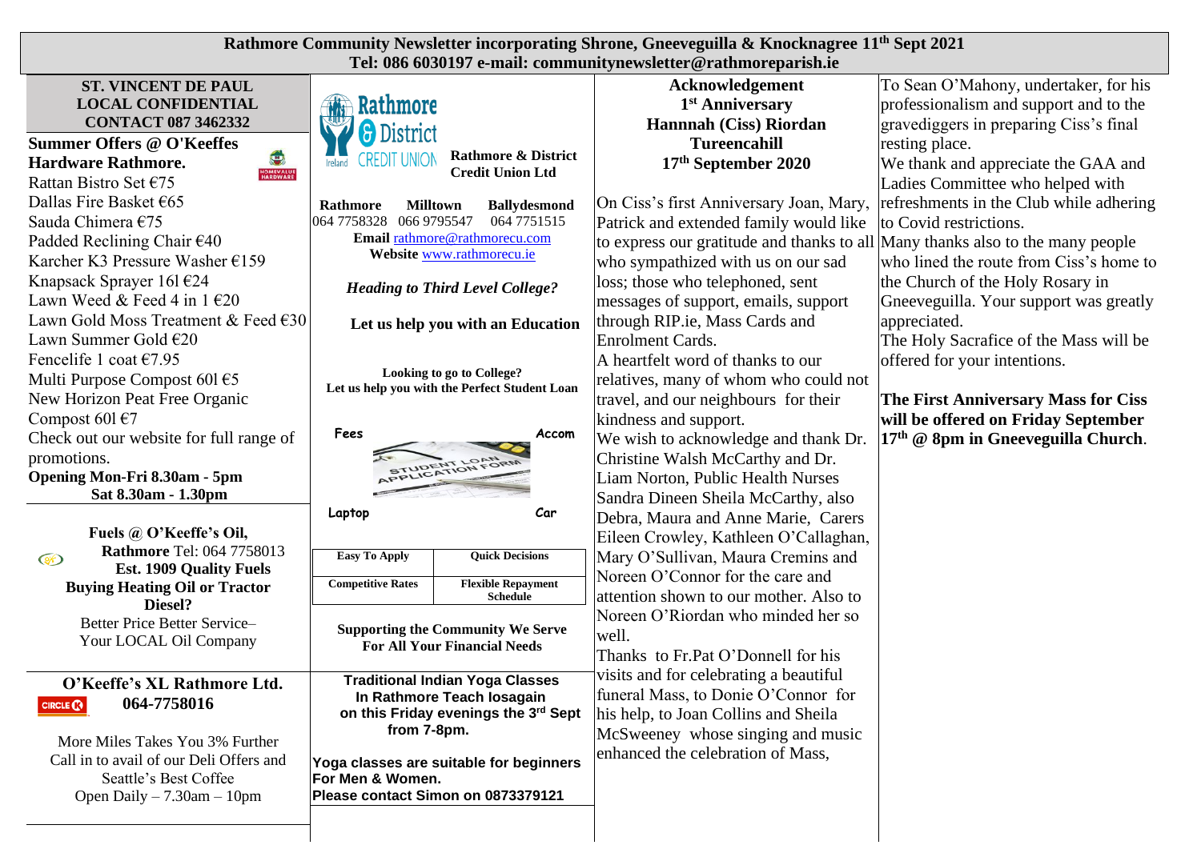# Rathmore Community Newsletter incorporating Shrone, Gneeveguilla & Knocknagree 11th Sept 2021

**Tel: 086 6030197 e-mail: communitynewsletter@rathmoreparish.ie**

**ST. VINCENT DE PAUL LOCAL CONFIDENTIAL CONTACT 087 3462332**

**Summer Offers @ O'Keeffes Hardware Rathmore.**

Rattan Bistro Set €75
Dallas Fire Basket €65
Sauda Chimera €75
Padded Reclining Chair €40
Karcher K3 Pressure Washer €159
Knapsack Sprayer 16l €24
Lawn Weed & Feed 4 in 1 €20
Lawn Gold Moss Treatment & Feed €30
Lawn Summer Gold €20
Fencelife 1 coat €7.95
Multi Purpose Compost 60l €5
New Horizon Peat Free Organic Compost 60l €7
Check out our website for full range of promotions.

**Opening Mon-Fri 8.30am - 5pm**
**Sat 8.30am - 1.30pm**

**Fuels @ O'Keeffe's Oil, Rathmore** Tel: 064 7758013
**Est. 1909 Quality Fuels**
**Buying Heating Oil or Tractor Diesel?**
Better Price Better Service–
Your LOCAL Oil Company

**O'Keeffe's XL Rathmore Ltd.**
**064-7758016**

More Miles Takes You 3% Further
Call in to avail of our Deli Offers and Seattle's Best Coffee
Open Daily – 7.30am – 10pm

Rathmore & District CREDIT UNION

**Rathmore & District Credit Union Ltd**

| **Rathmore** | **Milltown** | **Ballydesmond** |
|---|---|---|
| 064 7758328 | 066 9795547 | 064 7751515 |

**Email** rathmore@rathmorecu.com
**Website** www.rathmorecu.ie

***Heading to Third Level College?***

**Let us help you with an Education**

**Looking to go to College?**
**Let us help you with the Perfect Student Loan**

Fees | Accom | Laptop | Car

| | |
|---|---|
| **Easy To Apply** | **Quick Decisions** |
| **Competitive Rates** | **Flexible Repayment Schedule** |

**Supporting the Community We Serve For All Your Financial Needs**

**Traditional Indian Yoga Classes In Rathmore Teach Iosagain on this Friday evenings the 3rd Sept from 7-8pm.**

**Yoga classes are suitable for beginners For Men & Women.**
**Please contact Simon on 0873379121**

**Acknowledgement**
**1st Anniversary**
**Hannnah (Ciss) Riordan**
**Tureencahill**
**17th September 2020**

On Ciss's first Anniversary Joan, Mary, Patrick and extended family would like to express our gratitude and thanks to all who sympathized with us on our sad loss; those who telephoned, sent messages of support, emails, support through RIP.ie, Mass Cards and Enrolment Cards.
A heartfelt word of thanks to our relatives, many of whom who could not travel, and our neighbours for their kindness and support.
We wish to acknowledge and thank Dr. Christine Walsh McCarthy and Dr. Liam Norton, Public Health Nurses Sandra Dineen Sheila McCarthy, also Debra, Maura and Anne Marie, Carers Eileen Crowley, Kathleen O'Callaghan, Mary O'Sullivan, Maura Cremins and Noreen O'Connor for the care and attention shown to our mother. Also to Noreen O'Riordan who minded her so well.
Thanks to Fr.Pat O'Donnell for his visits and for celebrating a beautiful funeral Mass, to Donie O'Connor for his help, to Joan Collins and Sheila McSweeney whose singing and music enhanced the celebration of Mass,
To Sean O'Mahony, undertaker, for his professionalism and support and to the gravediggers in preparing Ciss's final resting place.
We thank and appreciate the GAA and Ladies Committee who helped with refreshments in the Club while adhering to Covid restrictions.
Many thanks also to the many people who lined the route from Ciss's home to the Church of the Holy Rosary in Gneeveguilla. Your support was greatly appreciated.
The Holy Sacrafice of the Mass will be offered for your intentions.

**The First Anniversary Mass for Ciss will be offered on Friday September 17th @ 8pm in Gneeveguilla Church**.